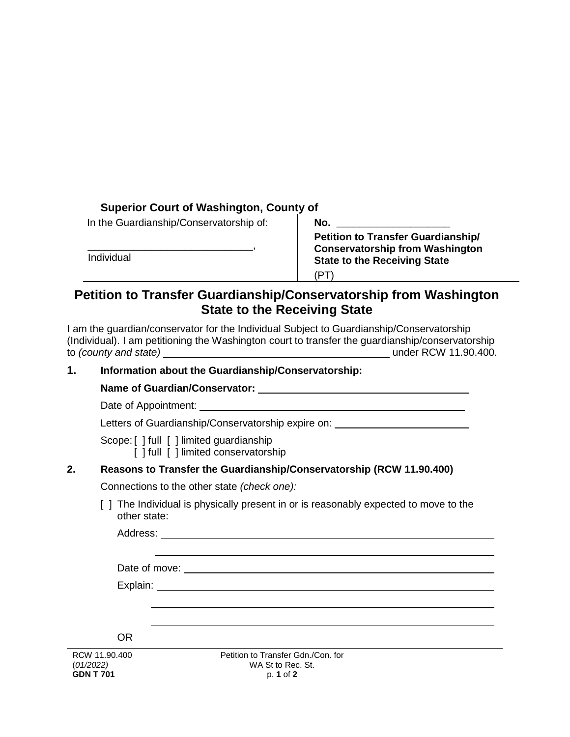**Superior Court of Washington, County of** \_\_\_\_\_\_\_\_\_\_\_\_\_\_\_\_\_\_\_\_\_\_\_\_\_\_

| In the Guardianship/Conservatorship of: | **No.** \_\_\_\_\_\_\_\_\_\_\_\_\_\_\_\_\_\_\_\_ |
|---|---|
| \_\_\_\_\_\_\_\_\_\_\_\_\_\_\_\_\_\_\_\_\_\_\_\_\_\_\_\_\_\_, | **Petition to Transfer Guardianship/ Conservatorship from Washington State to the Receiving State** |
| Individual | (PT) |

# Petition to Transfer Guardianship/Conservatorship from Washington State to the Receiving State

I am the guardian/conservator for the Individual Subject to Guardianship/Conservatorship (Individual). I am petitioning the Washington court to transfer the guardianship/conservatorship to *(county and state)* \_\_\_\_\_\_\_\_\_\_\_\_\_\_\_\_\_\_\_\_\_\_\_\_\_\_\_\_\_\_\_\_\_\_\_\_\_\_\_\_ under RCW 11.90.400.

## 1. Information about the Guardianship/Conservatorship:

**Name of Guardian/Conservator:** \_\_\_\_\_\_\_\_\_\_\_\_\_\_\_\_\_\_\_\_\_\_\_\_\_\_\_\_\_\_\_\_\_\_\_\_\_\_

Date of Appointment: \_\_\_\_\_\_\_\_\_\_\_\_\_\_\_\_\_\_\_\_\_\_\_\_\_\_\_\_\_\_\_\_\_\_\_\_\_\_\_\_\_\_\_\_\_\_

Letters of Guardianship/Conservatorship expire on: \_\_\_\_\_\_\_\_\_\_\_\_\_\_\_\_\_\_\_\_\_\_\_\_

Scope: [ ] full [ ] limited guardianship
[ ] full [ ] limited conservatorship

## 2. Reasons to Transfer the Guardianship/Conservatorship (RCW 11.90.400)

Connections to the other state *(check one):*

[ ] The Individual is physically present in or is reasonably expected to move to the other state:

Address: \_\_\_\_\_\_\_\_\_\_\_\_\_\_\_\_\_\_\_\_\_\_\_\_\_\_\_\_\_\_\_\_\_\_\_\_\_\_\_\_\_\_\_\_\_\_\_\_\_\_\_\_\_\_\_\_\_\_

\_\_\_\_\_\_\_\_\_\_\_\_\_\_\_\_\_\_\_\_\_\_\_\_\_\_\_\_\_\_\_\_\_\_\_\_\_\_\_\_\_\_\_\_\_\_\_\_\_\_\_\_\_\_\_\_\_\_\_\_\_\_

Date of move: \_\_\_\_\_\_\_\_\_\_\_\_\_\_\_\_\_\_\_\_\_\_\_\_\_\_\_\_\_\_\_\_\_\_\_\_\_\_\_\_\_\_\_\_\_\_\_\_\_\_\_\_\_

Explain: \_\_\_\_\_\_\_\_\_\_\_\_\_\_\_\_\_\_\_\_\_\_\_\_\_\_\_\_\_\_\_\_\_\_\_\_\_\_\_\_\_\_\_\_\_\_\_\_\_\_\_\_\_\_\_\_\_\_

\_\_\_\_\_\_\_\_\_\_\_\_\_\_\_\_\_\_\_\_\_\_\_\_\_\_\_\_\_\_\_\_\_\_\_\_\_\_\_\_\_\_\_\_\_\_\_\_\_\_\_\_\_\_\_\_\_\_\_\_\_\_

\_\_\_\_\_\_\_\_\_\_\_\_\_\_\_\_\_\_\_\_\_\_\_\_\_\_\_\_\_\_\_\_\_\_\_\_\_\_\_\_\_\_\_\_\_\_\_\_\_\_\_\_\_\_\_\_\_\_\_\_\_\_

OR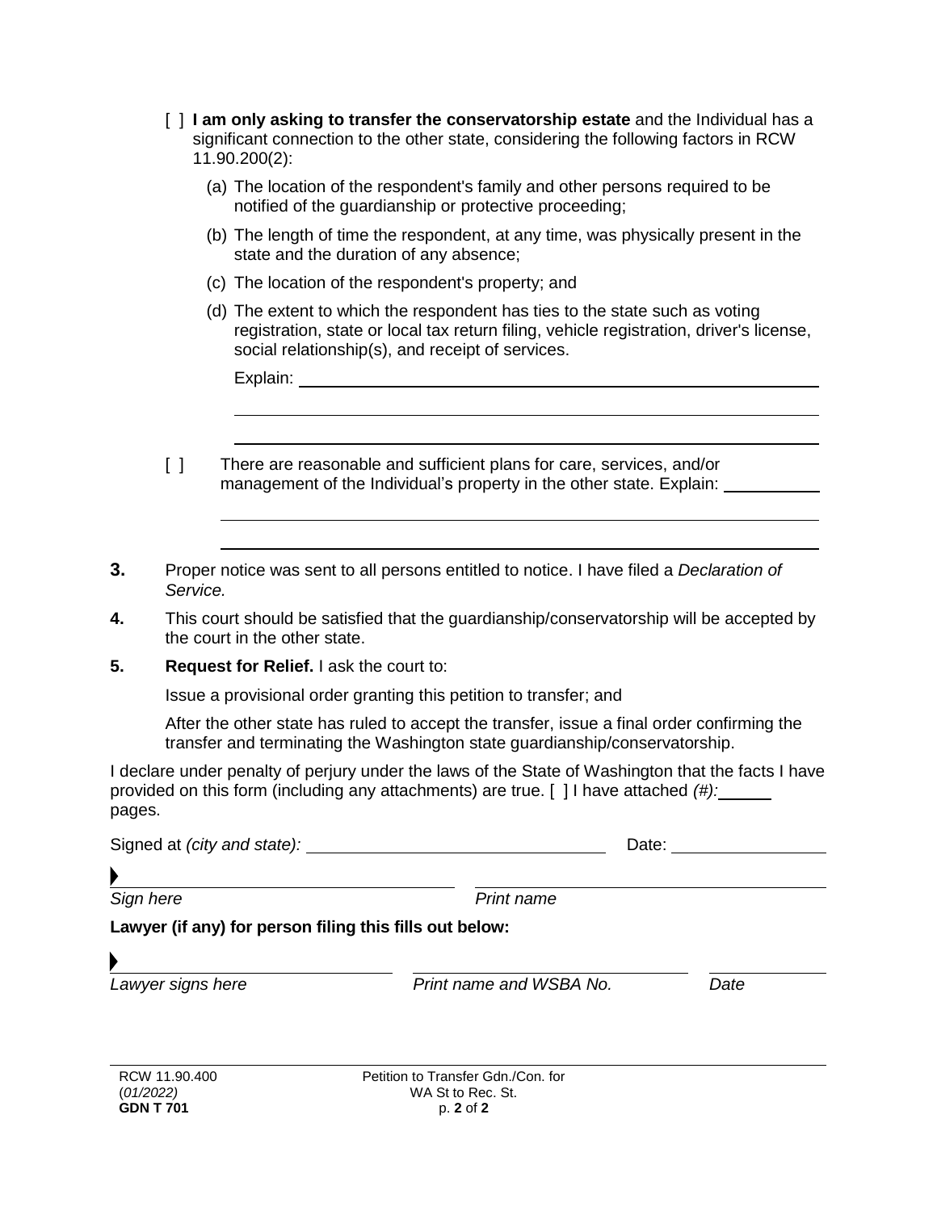[ ] **I am only asking to transfer the conservatorship estate** and the Individual has a significant connection to the other state, considering the following factors in RCW 11.90.200(2):

(a) The location of the respondent's family and other persons required to be notified of the guardianship or protective proceeding;

(b) The length of time the respondent, at any time, was physically present in the state and the duration of any absence;

(c) The location of the respondent's property; and

(d) The extent to which the respondent has ties to the state such as voting registration, state or local tax return filing, vehicle registration, driver's license, social relationship(s), and receipt of services.

Explain: ______________________________________________

______________________________________________

______________________________________________

[ ] There are reasonable and sufficient plans for care, services, and/or management of the Individual's property in the other state. Explain: __________

______________________________________________

______________________________________________

**3.** Proper notice was sent to all persons entitled to notice. I have filed a *Declaration of Service.*

**4.** This court should be satisfied that the guardianship/conservatorship will be accepted by the court in the other state.

**5.** **Request for Relief.** I ask the court to:

Issue a provisional order granting this petition to transfer; and

After the other state has ruled to accept the transfer, issue a final order confirming the transfer and terminating the Washington state guardianship/conservatorship.

I declare under penalty of perjury under the laws of the State of Washington that the facts I have provided on this form (including any attachments) are true. [ ] I have attached *(#):* ______ pages.

Signed at *(city and state):* ______________________________ Date: ______________

______________________________ ______________________________

*Sign here* *Print name*

**Lawyer (if any) for person filing this fills out below:**

______________________________ ______________________________ ______________

*Lawyer signs here* *Print name and WSBA No.* *Date*

RCW 11.90.400
(*01/2022*)
**GDN T 701**

Petition to Transfer Gdn./Con. for WA St to Rec. St.